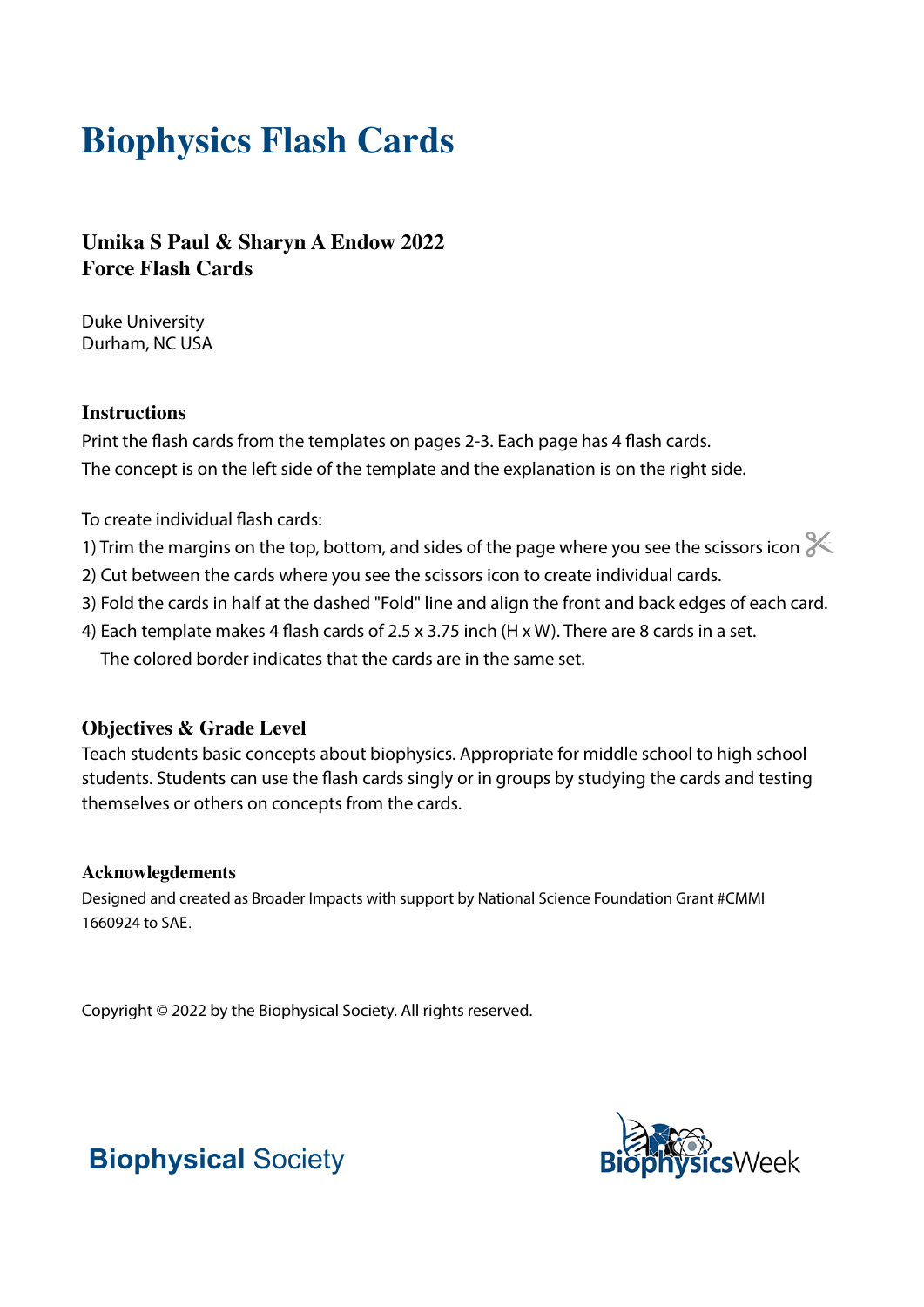# Biophysics Flash Cards

### Umika S Paul & Sharyn A Endow 2022
### Force Flash Cards

Duke University
Durham, NC USA

### Instructions

Print the flash cards from the templates on pages 2-3. Each page has 4 flash cards.
The concept is on the left side of the template and the explanation is on the right side.

To create individual flash cards:

1) Trim the margins on the top, bottom, and sides of the page where you see the scissors icon
2) Cut between the cards where you see the scissors icon to create individual cards.
3) Fold the cards in half at the dashed "Fold" line and align the front and back edges of each card.
4) Each template makes 4 flash cards of 2.5 x 3.75 inch (H x W). There are 8 cards in a set.
   The colored border indicates that the cards are in the same set.

### Objectives & Grade Level

Teach students basic concepts about biophysics. Appropriate for middle school to high school students. Students can use the flash cards singly or in groups by studying the cards and testing themselves or others on concepts from the cards.

#### Acknowlegdements

Designed and created as Broader Impacts with support by National Science Foundation Grant #CMMI 1660924 to SAE.

Copyright © 2022 by the Biophysical Society. All rights reserved.

**Biophysical** Society

BiophysicsWeek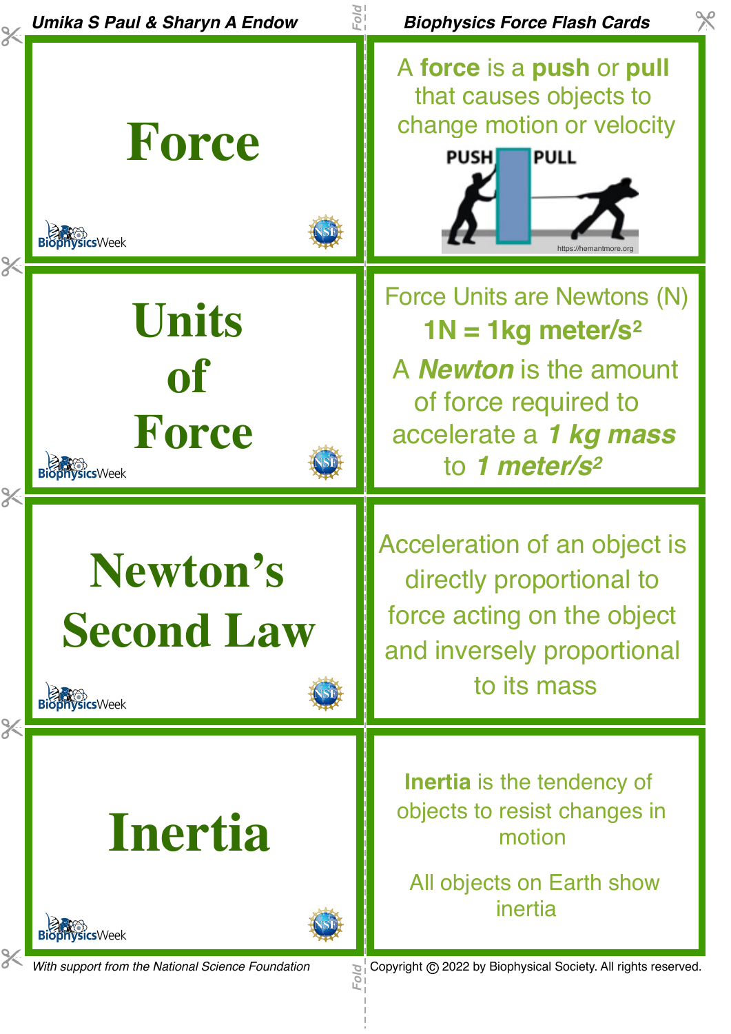Umika S Paul & Sharyn A Endow

Biophysics Force Flash Cards

# Force

A **force** is a **push** or **pull** that causes objects to change motion or velocity

PUSH PULL

https://hemantmore.org

# Units of Force

Force Units are Newtons (N)

**$1N = 1kg\ meter/s^2$**

A ***Newton*** is the amount of force required to accelerate a ***1 kg mass*** to ***1 meter/s²***

# Newton's Second Law

Acceleration of an object is directly proportional to force acting on the object and inversely proportional to its mass

# Inertia

**Inertia** is the tendency of objects to resist changes in motion

All objects on Earth show inertia

With support from the National Science Foundation

Copyright © 2022 by Biophysical Society. All rights reserved.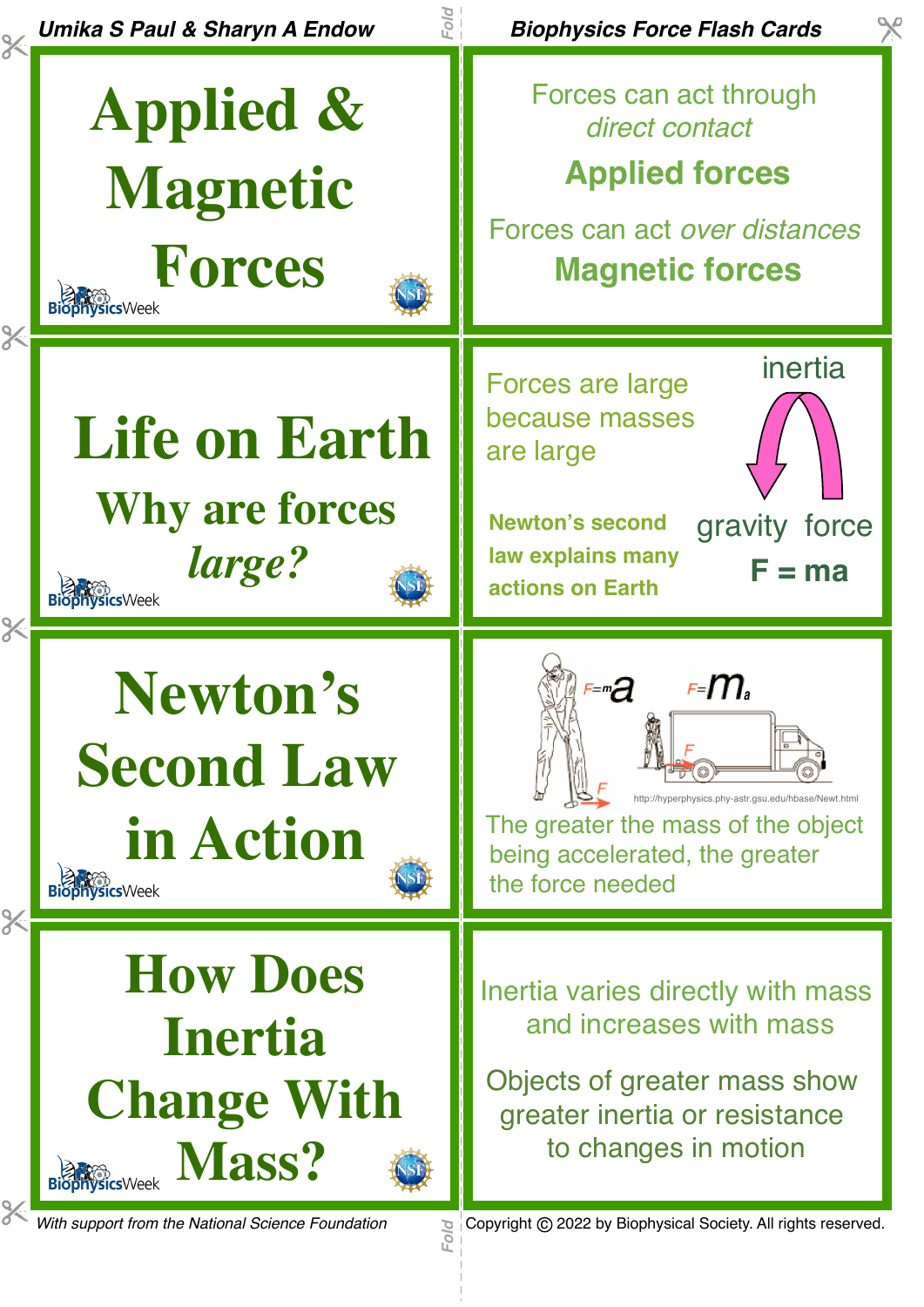Umika S Paul & Sharyn A Endow

**Biophysics Force Flash Cards**

# Applied & Magnetic Forces

Forces can act through *direct contact*

**Applied forces**

Forces can act *over distances*

**Magnetic forces**

# Life on Earth

## Why are forces *large?*

Forces are large because masses are large

inertia

gravity force

**Newton's second law explains many actions on Earth**

$$F = ma$$

# Newton's Second Law in Action

$F = m$**a**

$F = $**m**$a$

F

http://hyperphysics.phy-astr.gsu.edu/hbase/Newt.html

The greater the mass of the object being accelerated, the greater the force needed

# How Does Inertia Change With Mass?

Inertia varies directly with mass and increases with mass

Objects of greater mass show greater inertia or resistance to changes in motion

*With support from the National Science Foundation*

Copyright © 2022 by Biophysical Society. All rights reserved.